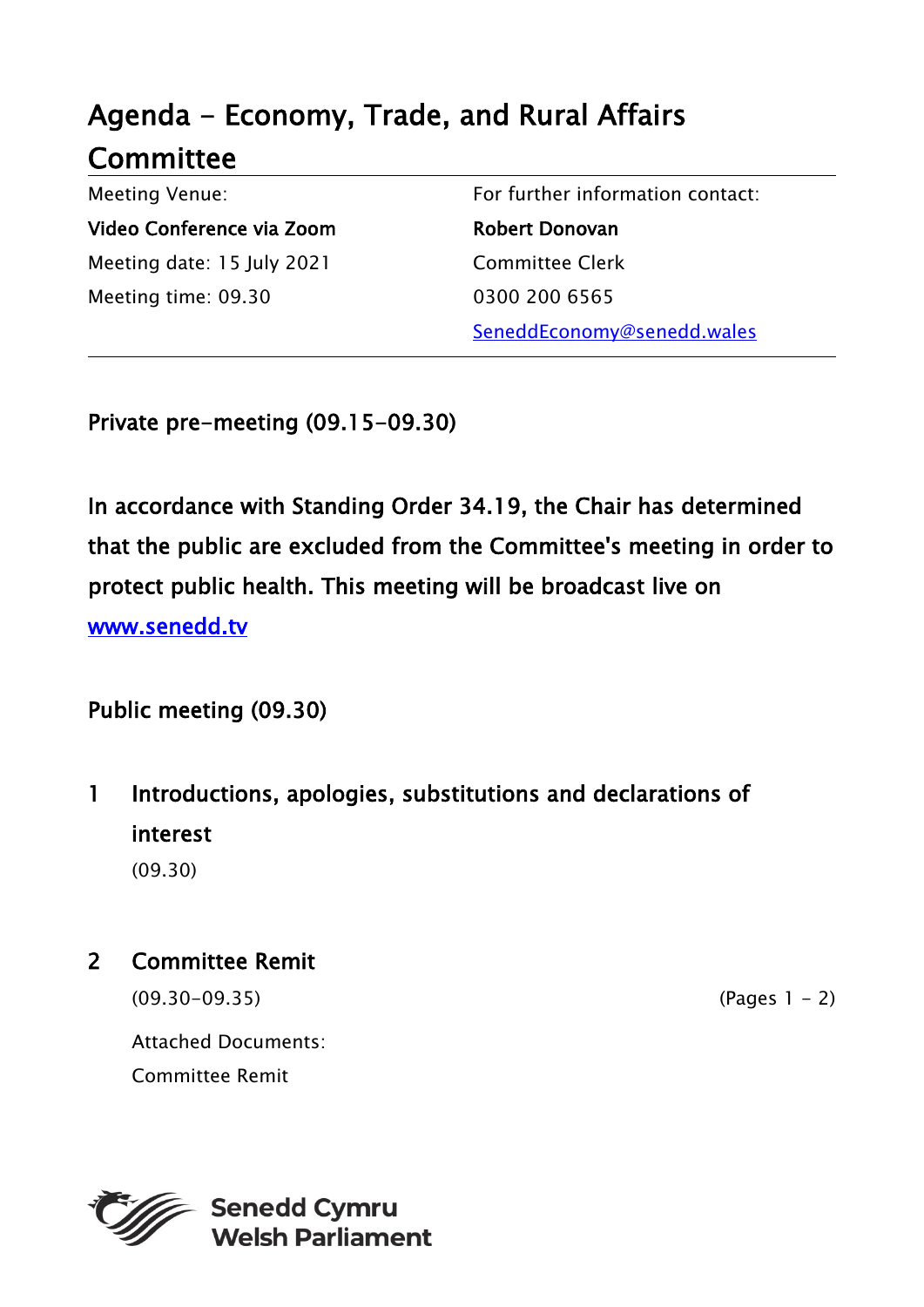# Agenda - Economy, Trade, and Rural Affairs Committee

| Meeting Venue: | For further information contact: |
| --- | --- |
| **Video Conference via Zoom** | **Robert Donovan** |
| Meeting date: 15 July 2021 | Committee Clerk |
| Meeting time: 09.30 | 0300 200 6565 |
| | SeneddEconomy@senedd.wales |

**Private pre-meeting (09.15-09.30)**

**In accordance with Standing Order 34.19, the Chair has determined that the public are excluded from the Committee's meeting in order to protect public health. This meeting will be broadcast live on www.senedd.tv**

**Public meeting (09.30)**

**1 Introductions, apologies, substitutions and declarations of interest**

(09.30)

**2 Committee Remit**

(09.30-09.35) (Pages 1 - 2)

Attached Documents:

Committee Remit

Senedd Cymru
Welsh Parliament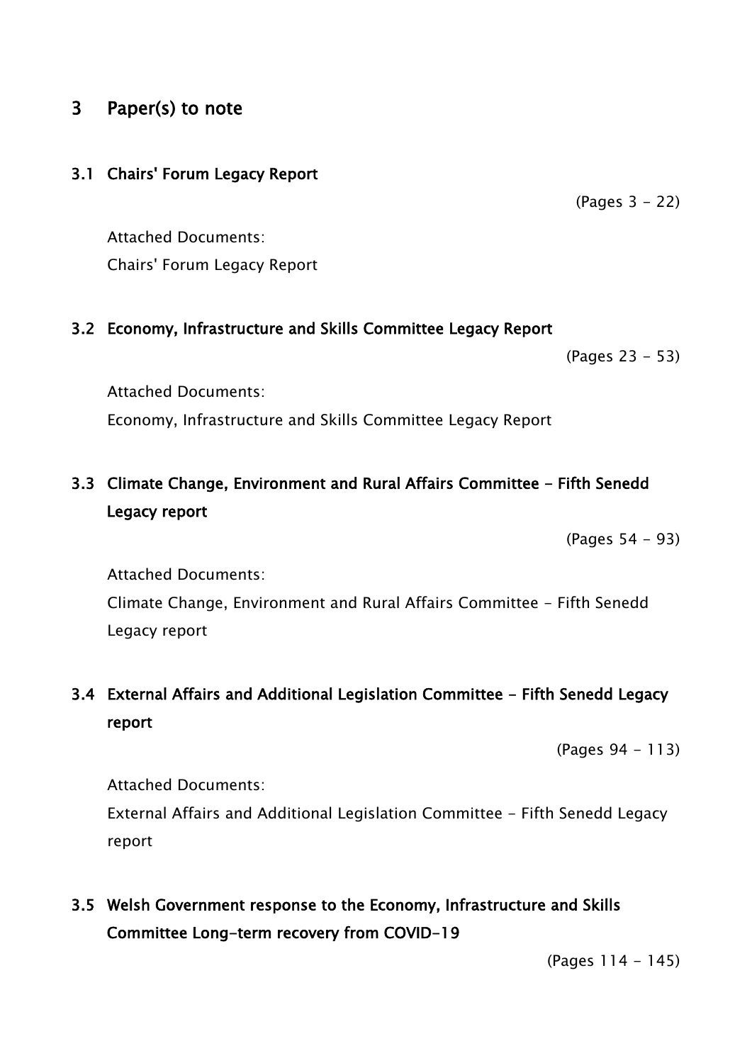## 3 Paper(s) to note

### 3.1 Chairs' Forum Legacy Report

(Pages 3 - 22)

Attached Documents:
Chairs' Forum Legacy Report

### 3.2 Economy, Infrastructure and Skills Committee Legacy Report

(Pages 23 - 53)

Attached Documents:
Economy, Infrastructure and Skills Committee Legacy Report

### 3.3 Climate Change, Environment and Rural Affairs Committee - Fifth Senedd Legacy report

(Pages 54 - 93)

Attached Documents:
Climate Change, Environment and Rural Affairs Committee - Fifth Senedd Legacy report

### 3.4 External Affairs and Additional Legislation Committee - Fifth Senedd Legacy report

(Pages 94 - 113)

Attached Documents:
External Affairs and Additional Legislation Committee - Fifth Senedd Legacy report

### 3.5 Welsh Government response to the Economy, Infrastructure and Skills Committee Long-term recovery from COVID-19

(Pages 114 - 145)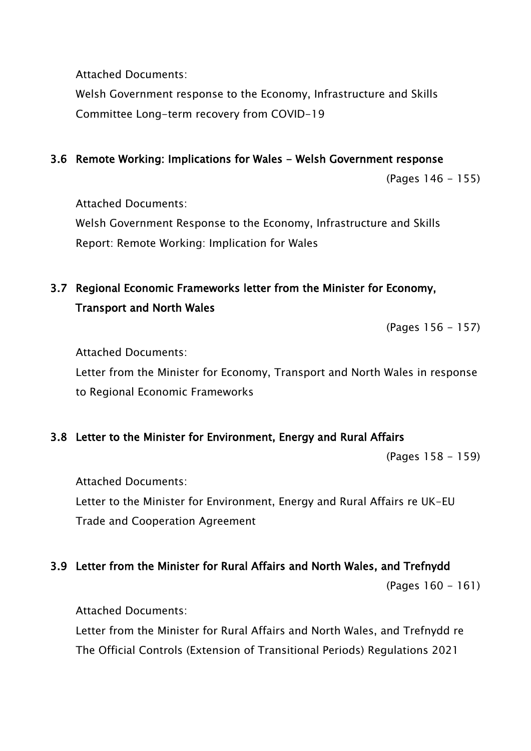Attached Documents:

Welsh Government response to the Economy, Infrastructure and Skills Committee Long-term recovery from COVID-19

### 3.6 Remote Working: Implications for Wales - Welsh Government response

(Pages 146 - 155)

Attached Documents:

Welsh Government Response to the Economy, Infrastructure and Skills Report: Remote Working: Implication for Wales

### 3.7 Regional Economic Frameworks letter from the Minister for Economy, Transport and North Wales

(Pages 156 - 157)

Attached Documents:

Letter from the Minister for Economy, Transport and North Wales in response to Regional Economic Frameworks

### 3.8 Letter to the Minister for Environment, Energy and Rural Affairs

(Pages 158 - 159)

Attached Documents:

Letter to the Minister for Environment, Energy and Rural Affairs re UK-EU Trade and Cooperation Agreement

### 3.9 Letter from the Minister for Rural Affairs and North Wales, and Trefnydd

(Pages 160 - 161)

Attached Documents:

Letter from the Minister for Rural Affairs and North Wales, and Trefnydd re The Official Controls (Extension of Transitional Periods) Regulations 2021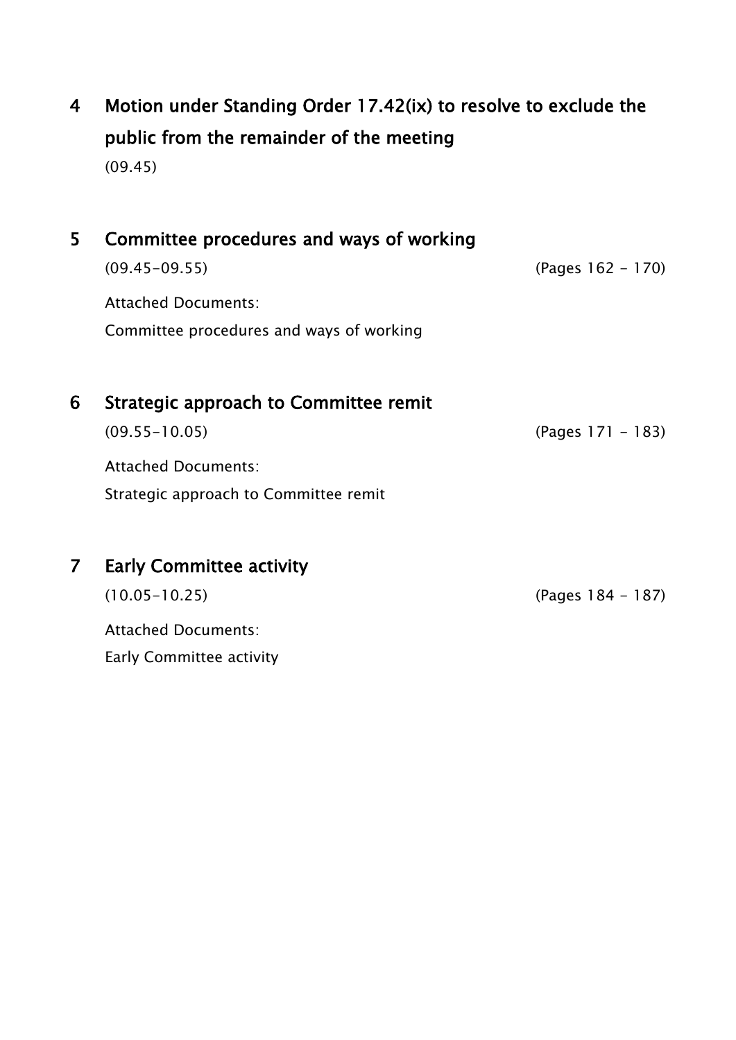## 4 Motion under Standing Order 17.42(ix) to resolve to exclude the public from the remainder of the meeting

(09.45)

## 5 Committee procedures and ways of working

(09.45-09.55) (Pages 162 - 170)

Attached Documents:

Committee procedures and ways of working

## 6 Strategic approach to Committee remit

(09.55-10.05) (Pages 171 - 183)

Attached Documents:

Strategic approach to Committee remit

## 7 Early Committee activity

(10.05-10.25) (Pages 184 - 187)

Attached Documents:

Early Committee activity